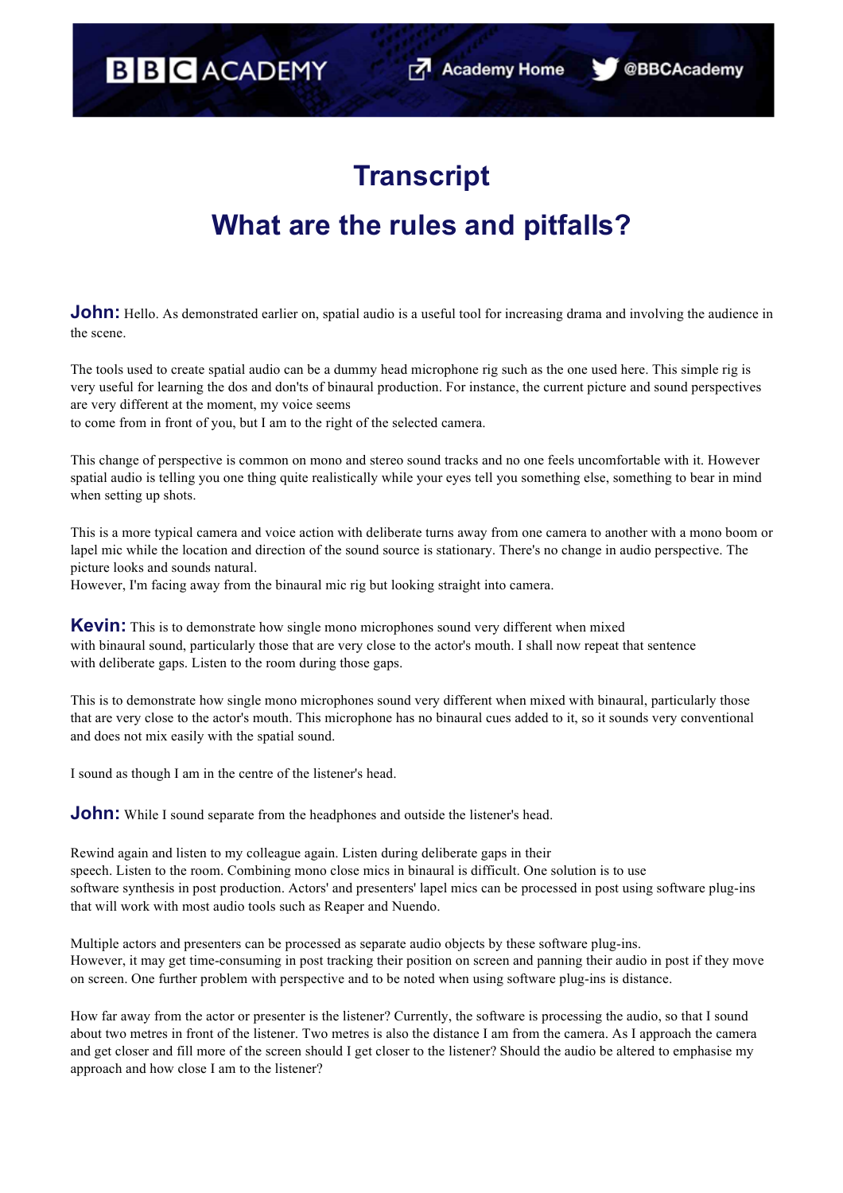# Transcript

## What are the rules and pitfalls?

**John:** Hello. As demonstrated earlier on, spatial audio is a useful tool for increasing drama and involving the audience in the scene.

The tools used to create spatial audio can be a dummy head microphone rig such as the one used here. This simple rig is very useful for learning the dos and don'ts of binaural production. For instance, the current picture and sound perspectives are very different at the moment, my voice seems to come from in front of you, but I am to the right of the selected camera.

This change of perspective is common on mono and stereo sound tracks and no one feels uncomfortable with it. However spatial audio is telling you one thing quite realistically while your eyes tell you something else, something to bear in mind when setting up shots.

This is a more typical camera and voice action with deliberate turns away from one camera to another with a mono boom or lapel mic while the location and direction of the sound source is stationary. There's no change in audio perspective. The picture looks and sounds natural.
However, I'm facing away from the binaural mic rig but looking straight into camera.

**Kevin:** This is to demonstrate how single mono microphones sound very different when mixed with binaural sound, particularly those that are very close to the actor's mouth. I shall now repeat that sentence with deliberate gaps. Listen to the room during those gaps.

This is to demonstrate how single mono microphones sound very different when mixed with binaural, particularly those that are very close to the actor's mouth. This microphone has no binaural cues added to it, so it sounds very conventional and does not mix easily with the spatial sound.

I sound as though I am in the centre of the listener's head.

**John:** While I sound separate from the headphones and outside the listener's head.

Rewind again and listen to my colleague again. Listen during deliberate gaps in their speech. Listen to the room. Combining mono close mics in binaural is difficult. One solution is to use software synthesis in post production. Actors' and presenters' lapel mics can be processed in post using software plug-ins that will work with most audio tools such as Reaper and Nuendo.

Multiple actors and presenters can be processed as separate audio objects by these software plug-ins.
However, it may get time-consuming in post tracking their position on screen and panning their audio in post if they move on screen. One further problem with perspective and to be noted when using software plug-ins is distance.

How far away from the actor or presenter is the listener? Currently, the software is processing the audio, so that I sound about two metres in front of the listener. Two metres is also the distance I am from the camera. As I approach the camera and get closer and fill more of the screen should I get closer to the listener? Should the audio be altered to emphasise my approach and how close I am to the listener?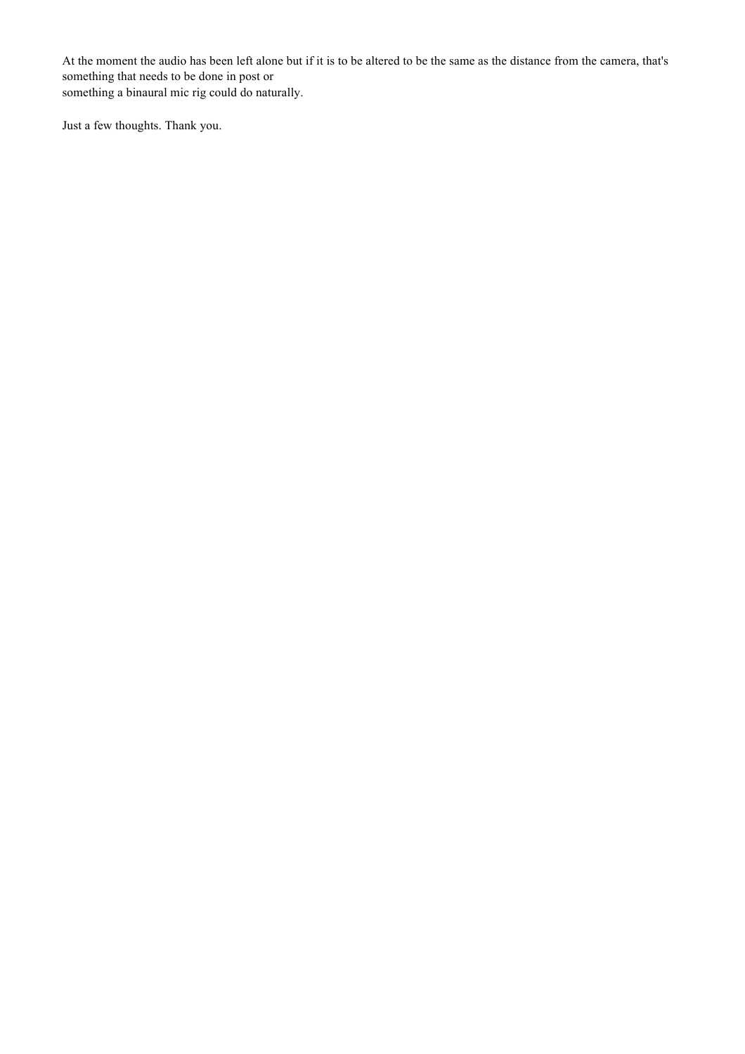At the moment the audio has been left alone but if it is to be altered to be the same as the distance from the camera, that's something that needs to be done in post or
something a binaural mic rig could do naturally.

Just a few thoughts. Thank you.